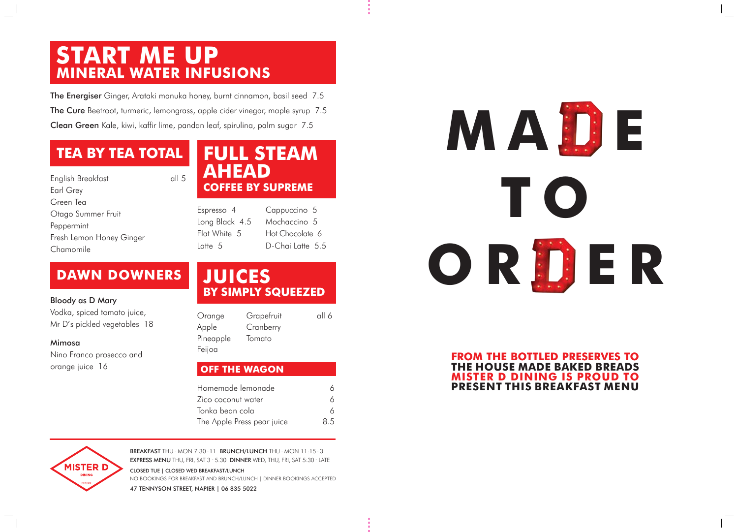# START ME UP
## MINERAL WATER INFUSIONS

**The Energiser** Ginger, Arataki manuka honey, burnt cinnamon, basil seed 7.5

**The Cure** Beetroot, turmeric, lemongrass, apple cider vinegar, maple syrup 7.5

**Clean Green** Kale, kiwi, kaffir lime, pandan leaf, spirulina, palm sugar 7.5

## TEA BY TEA TOTAL

all 5

- English Breakfast
- Earl Grey
- Green Tea
- Otago Summer Fruit
- Peppermint
- Fresh Lemon Honey Ginger
- Chamomile

## FULL STEAM AHEAD
### COFFEE BY SUPREME

| | |
|---|---|
| Espresso 4 | Cappuccino 5 |
| Long Black 4.5 | Mochaccino 5 |
| Flat White 5 | Hot Chocolate 6 |
| Latte 5 | D-Chai Latte 5.5 |

## DAWN DOWNERS

**Bloody as D Mary**
Vodka, spiced tomato juice, Mr D's pickled vegetables 18

**Mimosa**
Nino Franco prosecco and orange juice 16

## JUICES
### BY SIMPLY SQUEEZED

all 6

| | |
|---|---|
| Orange | Grapefruit |
| Apple | Cranberry |
| Pineapple | Tomato |
| Feijoa | |

## OFF THE WAGON

| | |
|---|---|
| Homemade lemonade | 6 |
| Zico coconut water | 6 |
| Tonka bean cola | 6 |
| The Apple Press pear juice | 8.5 |

MISTER D DINING EST 2010

**BREAKFAST** THU - MON 7:30 - 11 **BRUNCH/LUNCH** THU - MON 11:15 - 3
**EXPRESS MENU** THU, FRI, SAT 3 - 5.30 **DINNER** WED, THU, FRI, SAT 5:30 - LATE

CLOSED TUE | CLOSED WED BREAKFAST/LUNCH

NO BOOKINGS FOR BREAKFAST AND BRUNCH/LUNCH | DINNER BOOKINGS ACCEPTED

47 TENNYSON STREET, NAPIER | 06 835 5022

# MADE TO ORDER

**FROM THE BOTTLED PRESERVES TO THE HOUSE MADE BAKED BREADS MISTER D DINING IS PROUD TO PRESENT THIS BREAKFAST MENU**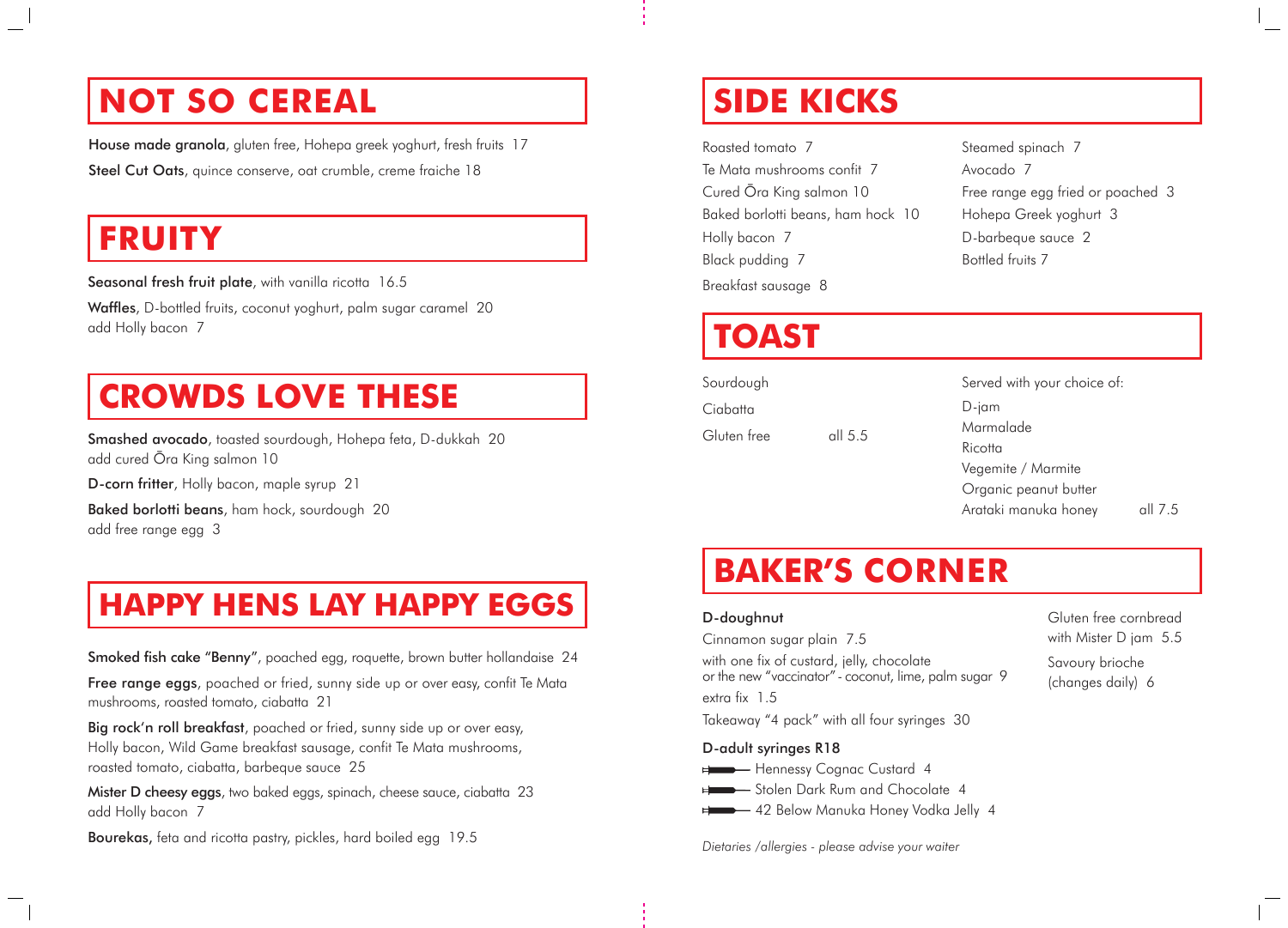## NOT SO CEREAL

**House made granola**, gluten free, Hohepa greek yoghurt, fresh fruits 17

**Steel Cut Oats**, quince conserve, oat crumble, creme fraiche 18

## FRUITY

**Seasonal fresh fruit plate**, with vanilla ricotta 16.5

**Waffles**, D-bottled fruits, coconut yoghurt, palm sugar caramel 20
add Holly bacon 7

## CROWDS LOVE THESE

**Smashed avocado**, toasted sourdough, Hohepa feta, D-dukkah 20
add cured Ōra King salmon 10

**D-corn fritter**, Holly bacon, maple syrup 21

**Baked borlotti beans**, ham hock, sourdough 20
add free range egg 3

## HAPPY HENS LAY HAPPY EGGS

**Smoked fish cake "Benny"**, poached egg, roquette, brown butter hollandaise 24

**Free range eggs**, poached or fried, sunny side up or over easy, confit Te Mata mushrooms, roasted tomato, ciabatta 21

**Big rock'n roll breakfast**, poached or fried, sunny side up or over easy, Holly bacon, Wild Game breakfast sausage, confit Te Mata mushrooms, roasted tomato, ciabatta, barbeque sauce 25

**Mister D cheesy eggs**, two baked eggs, spinach, cheese sauce, ciabatta 23
add Holly bacon 7

**Bourekas,** feta and ricotta pastry, pickles, hard boiled egg 19.5

## SIDE KICKS

Roasted tomato 7
Te Mata mushrooms confit 7
Cured Ōra King salmon 10
Baked borlotti beans, ham hock 10
Holly bacon 7
Black pudding 7
Breakfast sausage 8
Steamed spinach 7
Avocado 7
Free range egg fried or poached 3
Hohepa Greek yoghurt 3
D-barbeque sauce 2
Bottled fruits 7

## TOAST

Sourdough
Ciabatta
Gluten free all 5.5

Served with your choice of:
D-jam
Marmalade
Ricotta
Vegemite / Marmite
Organic peanut butter
Arataki manuka honey all 7.5

## BAKER'S CORNER

**D-doughnut**

Cinnamon sugar plain 7.5

with one fix of custard, jelly, chocolate
or the new "vaccinator" - coconut, lime, palm sugar 9

extra fix 1.5

Takeaway "4 pack" with all four syringes 30

**D-adult syringes R18**

- Hennessy Cognac Custard 4
- Stolen Dark Rum and Chocolate 4
- 42 Below Manuka Honey Vodka Jelly 4

Gluten free cornbread
with Mister D jam 5.5

Savoury brioche
(changes daily) 6

*Dietaries /allergies - please advise your waiter*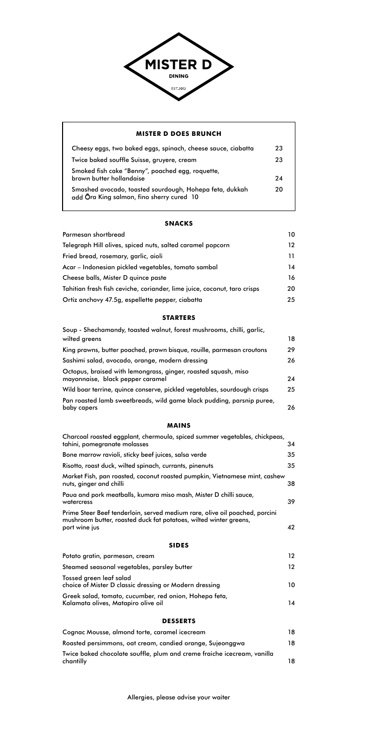# MISTER D

DINING

EST.2012

## MISTER D DOES BRUNCH

| Item | Price |
| --- | --- |
| Cheesy eggs, two baked eggs, spinach, cheese sauce, ciabatta | 23 |
| Twice baked souffle Suisse, gruyere, cream | 23 |
| Smoked fish cake "Benny", poached egg, roquette, brown butter hollandaise | 24 |
| Smashed avocado, toasted sourdough, Hohepa feta, dukkah<br>add Ōra King salmon, fino sherry cured 10 | 20 |

## SNACKS

| Item | Price |
| --- | --- |
| Parmesan shortbread | 10 |
| Telegraph Hill olives, spiced nuts, salted caramel popcorn | 12 |
| Fried bread, rosemary, garlic, aioli | 11 |
| Acar – Indonesian pickled vegetables, tomato sambal | 14 |
| Cheese balls, Mister D quince paste | 16 |
| Tahitian fresh fish ceviche, coriander, lime juice, coconut, taro crisps | 20 |
| Ortiz anchovy 47.5g, espellette pepper, ciabatta | 25 |

## STARTERS

| Item | Price |
| --- | --- |
| Soup - Shechamandy, toasted walnut, forest mushrooms, chilli, garlic, wilted greens | 18 |
| King prawns, butter poached, prawn bisque, rouille, parmesan croutons | 29 |
| Sashimi salad, avocado, orange, modern dressing | 26 |
| Octopus, braised with lemongrass, ginger, roasted squash, miso mayonnaise, black pepper caramel | 24 |
| Wild boar terrine, quince conserve, pickled vegetables, sourdough crisps | 25 |
| Pan roasted lamb sweetbreads, wild game black pudding, parsnip puree, baby capers | 26 |

## MAINS

| Item | Price |
| --- | --- |
| Charcoal roasted eggplant, chermoula, spiced summer vegetables, chickpeas, tahini, pomegranate molasses | 34 |
| Bone marrow ravioli, sticky beef juices, salsa verde | 35 |
| Risotto, roast duck, wilted spinach, currants, pinenuts | 35 |
| Market Fish, pan roasted, coconut roasted pumpkin, Vietnamese mint, cashew nuts, ginger and chilli | 38 |
| Paua and pork meatballs, kumara miso mash, Mister D chilli sauce, watercress | 39 |
| Prime Steer Beef tenderloin, served medium rare, olive oil poached, porcini mushroom butter, roasted duck fat potatoes, wilted winter greens, port wine jus | 42 |

## SIDES

| Item | Price |
| --- | --- |
| Potato gratin, parmesan, cream | 12 |
| Steamed seasonal vegetables, parsley butter | 12 |
| Tossed green leaf salad<br>choice of Mister D classic dressing or Modern dressing | 10 |
| Greek salad, tomato, cucumber, red onion, Hohepa feta, Kalamata olives, Matapiro olive oil | 14 |

## DESSERTS

| Item | Price |
| --- | --- |
| Cognac Mousse, almond torte, caramel icecream | 18 |
| Roasted persimmons, oat cream, candied orange, Sujeonggwa | 18 |
| Twice baked chocolate souffle, plum and creme fraiche icecream, vanilla chantilly | 18 |

Allergies, please advise your waiter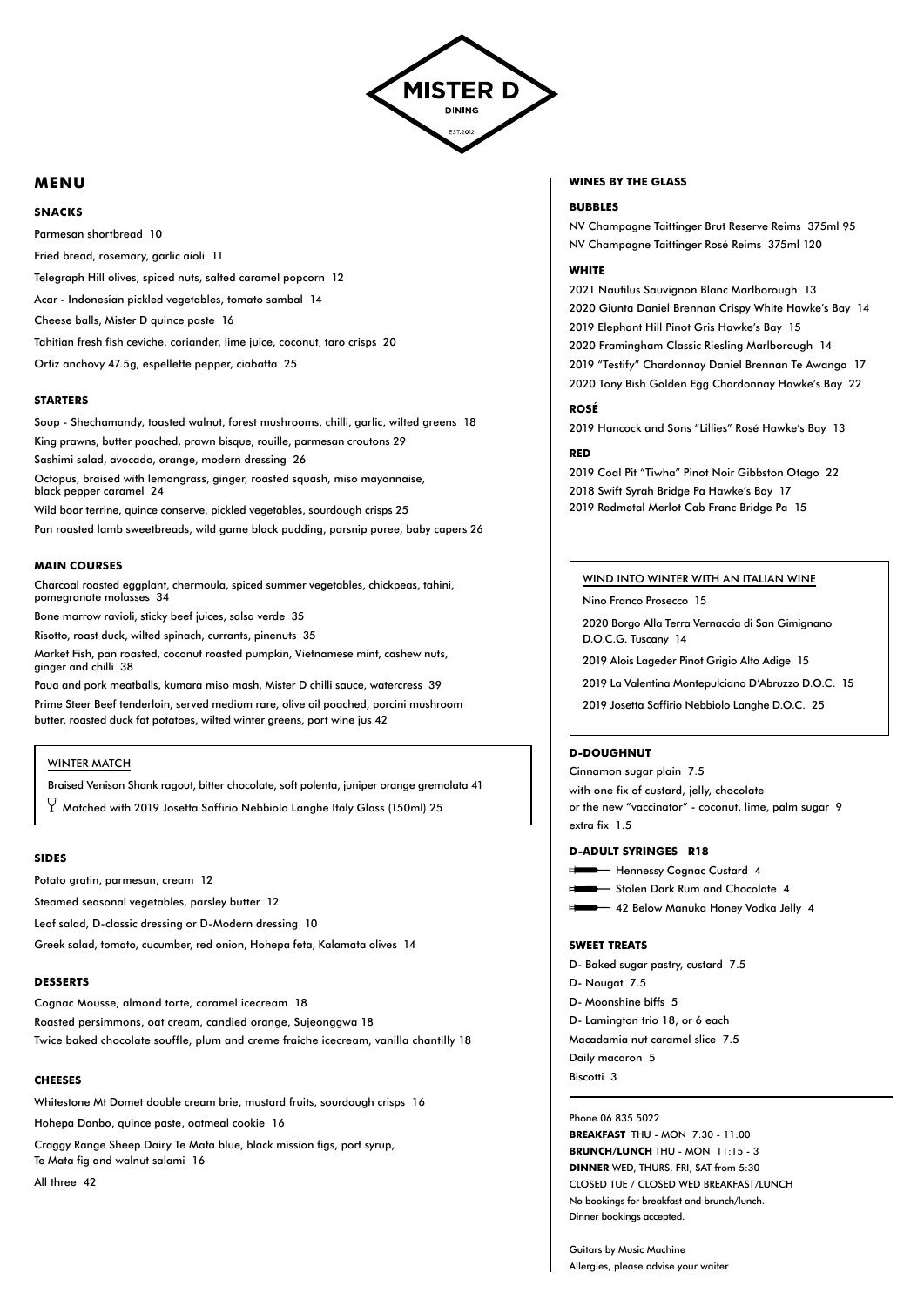# MISTER D

DINING

EST.2012

## MENU

### SNACKS

Parmesan shortbread 10

Fried bread, rosemary, garlic aioli 11

Telegraph Hill olives, spiced nuts, salted caramel popcorn 12

Acar - Indonesian pickled vegetables, tomato sambal 14

Cheese balls, Mister D quince paste 16

Tahitian fresh fish ceviche, coriander, lime juice, coconut, taro crisps 20

Ortiz anchovy 47.5g, espellette pepper, ciabatta 25

### STARTERS

Soup - Shechamandy, toasted walnut, forest mushrooms, chilli, garlic, wilted greens 18

King prawns, butter poached, prawn bisque, rouille, parmesan croutons 29

Sashimi salad, avocado, orange, modern dressing 26

Octopus, braised with lemongrass, ginger, roasted squash, miso mayonnaise, black pepper caramel 24

Wild boar terrine, quince conserve, pickled vegetables, sourdough crisps 25

Pan roasted lamb sweetbreads, wild game black pudding, parsnip puree, baby capers 26

### MAIN COURSES

Charcoal roasted eggplant, chermoula, spiced summer vegetables, chickpeas, tahini, pomegranate molasses 34

Bone marrow ravioli, sticky beef juices, salsa verde 35

Risotto, roast duck, wilted spinach, currants, pinenuts 35

Market Fish, pan roasted, coconut roasted pumpkin, Vietnamese mint, cashew nuts, ginger and chilli 38

Paua and pork meatballs, kumara miso mash, Mister D chilli sauce, watercress 39

Prime Steer Beef tenderloin, served medium rare, olive oil poached, porcini mushroom butter, roasted duck fat potatoes, wilted winter greens, port wine jus 42

#### WINTER MATCH

Braised Venison Shank ragout, bitter chocolate, soft polenta, juniper orange gremolata 41

Matched with 2019 Josetta Saffirio Nebbiolo Langhe Italy Glass (150ml) 25

### SIDES

Potato gratin, parmesan, cream 12

Steamed seasonal vegetables, parsley butter 12

Leaf salad, D-classic dressing or D-Modern dressing 10

Greek salad, tomato, cucumber, red onion, Hohepa feta, Kalamata olives 14

### DESSERTS

Cognac Mousse, almond torte, caramel icecream 18

Roasted persimmons, oat cream, candied orange, Sujeonggwa 18

Twice baked chocolate souffle, plum and creme fraiche icecream, vanilla chantilly 18

### CHEESES

Whitestone Mt Domet double cream brie, mustard fruits, sourdough crisps 16

Hohepa Danbo, quince paste, oatmeal cookie 16

Craggy Range Sheep Dairy Te Mata blue, black mission figs, port syrup, Te Mata fig and walnut salami 16

All three 42

### WINES BY THE GLASS

#### BUBBLES

NV Champagne Taittinger Brut Reserve Reims 375ml 95

NV Champagne Taittinger Rosé Reims 375ml 120

#### WHITE

2021 Nautilus Sauvignon Blanc Marlborough 13

2020 Giunta Daniel Brennan Crispy White Hawke's Bay 14

2019 Elephant Hill Pinot Gris Hawke's Bay 15

2020 Framingham Classic Riesling Marlborough 14

2019 "Testify" Chardonnay Daniel Brennan Te Awanga 17

2020 Tony Bish Golden Egg Chardonnay Hawke's Bay 22

#### ROSÉ

2019 Hancock and Sons "Lillies" Rosé Hawke's Bay 13

#### RED

2019 Coal Pit "Tiwha" Pinot Noir Gibbston Otago 22

2018 Swift Syrah Bridge Pa Hawke's Bay 17

2019 Redmetal Merlot Cab Franc Bridge Pa 15

#### WIND INTO WINTER WITH AN ITALIAN WINE

Nino Franco Prosecco 15

2020 Borgo Alla Terra Vernaccia di San Gimignano D.O.C.G. Tuscany 14

2019 Alois Lageder Pinot Grigio Alto Adige 15

2019 La Valentina Montepulciano D'Abruzzo D.O.C. 15

2019 Josetta Saffirio Nebbiolo Langhe D.O.C. 25

### D-DOUGHNUT

Cinnamon sugar plain 7.5

with one fix of custard, jelly, chocolate

or the new "vaccinator" - coconut, lime, palm sugar 9

extra fix 1.5

### D-ADULT SYRINGES R18

- Hennessy Cognac Custard 4
- Stolen Dark Rum and Chocolate 4
- 42 Below Manuka Honey Vodka Jelly 4

### SWEET TREATS

D- Baked sugar pastry, custard 7.5

D- Nougat 7.5

D- Moonshine biffs 5

D- Lamington trio 18, or 6 each

Macadamia nut caramel slice 7.5

Daily macaron 5

Biscotti 3

Phone 06 835 5022

**BREAKFAST** THU - MON 7:30 - 11:00

**BRUNCH/LUNCH** THU - MON 11:15 - 3

**DINNER** WED, THURS, FRI, SAT from 5:30

CLOSED TUE / CLOSED WED BREAKFAST/LUNCH

No bookings for breakfast and brunch/lunch.

Dinner bookings accepted.

Guitars by Music Machine

Allergies, please advise your waiter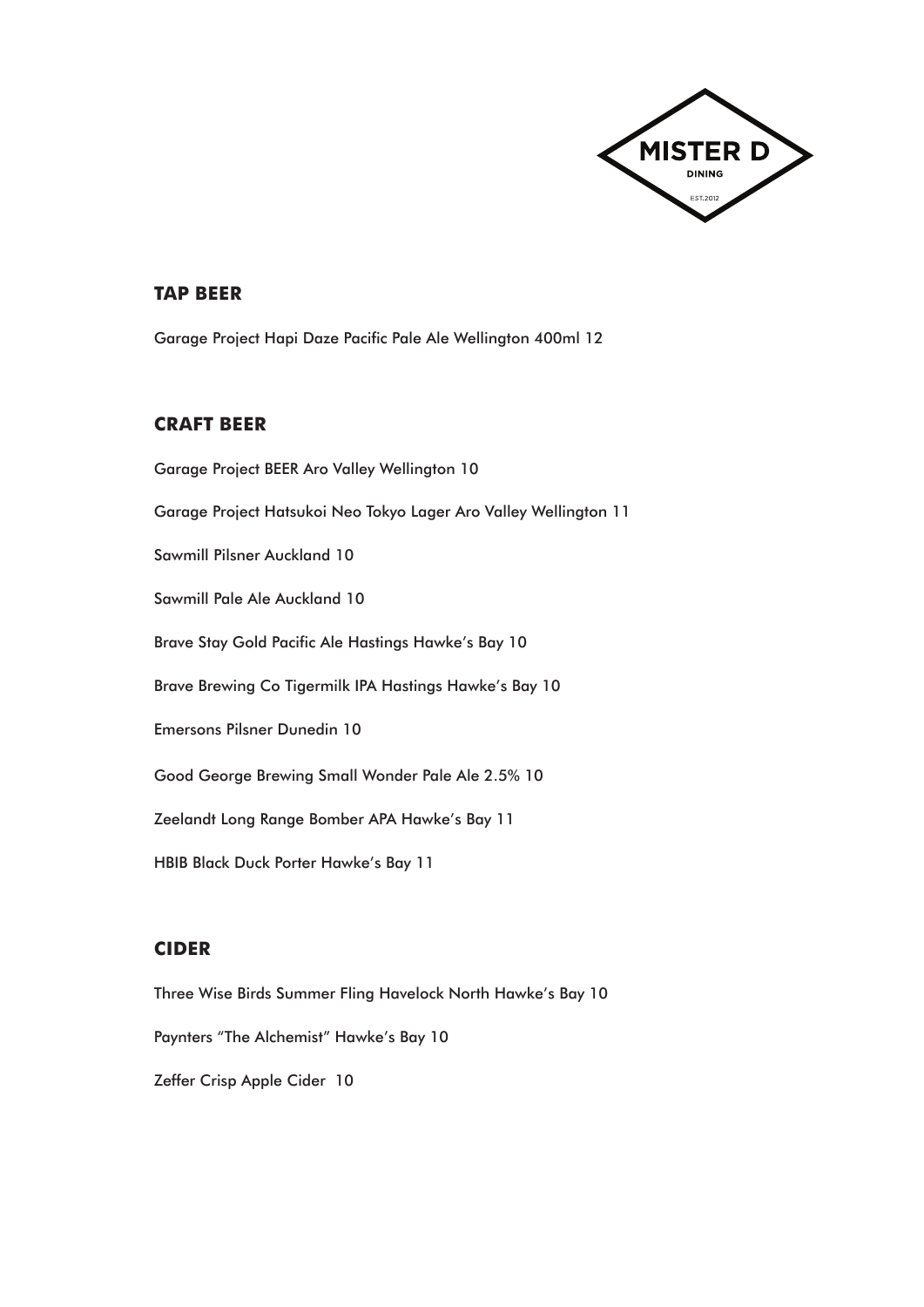MISTER D

DINING

EST.2012

## TAP BEER

Garage Project Hapi Daze Pacific Pale Ale Wellington 400ml 12

## CRAFT BEER

Garage Project BEER Aro Valley Wellington 10

Garage Project Hatsukoi Neo Tokyo Lager Aro Valley Wellington 11

Sawmill Pilsner Auckland 10

Sawmill Pale Ale Auckland 10

Brave Stay Gold Pacific Ale Hastings Hawke's Bay 10

Brave Brewing Co Tigermilk IPA Hastings Hawke's Bay 10

Emersons Pilsner Dunedin 10

Good George Brewing Small Wonder Pale Ale 2.5% 10

Zeelandt Long Range Bomber APA Hawke's Bay 11

HBIB Black Duck Porter Hawke's Bay 11

## CIDER

Three Wise Birds Summer Fling Havelock North Hawke's Bay 10

Paynters "The Alchemist" Hawke's Bay 10

Zeffer Crisp Apple Cider 10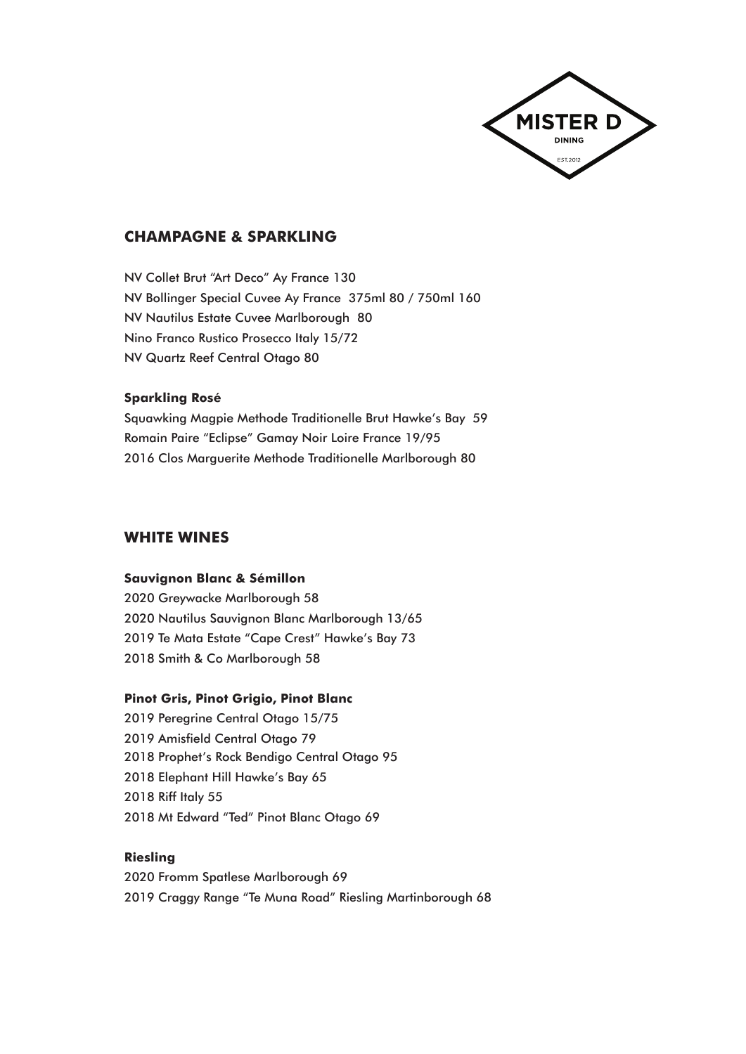MISTER D
DINING
EST.2012

## CHAMPAGNE & SPARKLING

NV Collet Brut "Art Deco" Ay France 130
NV Bollinger Special Cuvee Ay France 375ml 80 / 750ml 160
NV Nautilus Estate Cuvee Marlborough 80
Nino Franco Rustico Prosecco Italy 15/72
NV Quartz Reef Central Otago 80

### Sparkling Rosé

Squawking Magpie Methode Traditionelle Brut Hawke's Bay 59
Romain Paire "Eclipse" Gamay Noir Loire France 19/95
2016 Clos Marguerite Methode Traditionelle Marlborough 80

## WHITE WINES

### Sauvignon Blanc & Sémillon

2020 Greywacke Marlborough 58
2020 Nautilus Sauvignon Blanc Marlborough 13/65
2019 Te Mata Estate "Cape Crest" Hawke's Bay 73
2018 Smith & Co Marlborough 58

### Pinot Gris, Pinot Grigio, Pinot Blanc

2019 Peregrine Central Otago 15/75
2019 Amisfield Central Otago 79
2018 Prophet's Rock Bendigo Central Otago 95
2018 Elephant Hill Hawke's Bay 65
2018 Riff Italy 55
2018 Mt Edward "Ted" Pinot Blanc Otago 69

### Riesling

2020 Fromm Spatlese Marlborough 69
2019 Craggy Range "Te Muna Road" Riesling Martinborough 68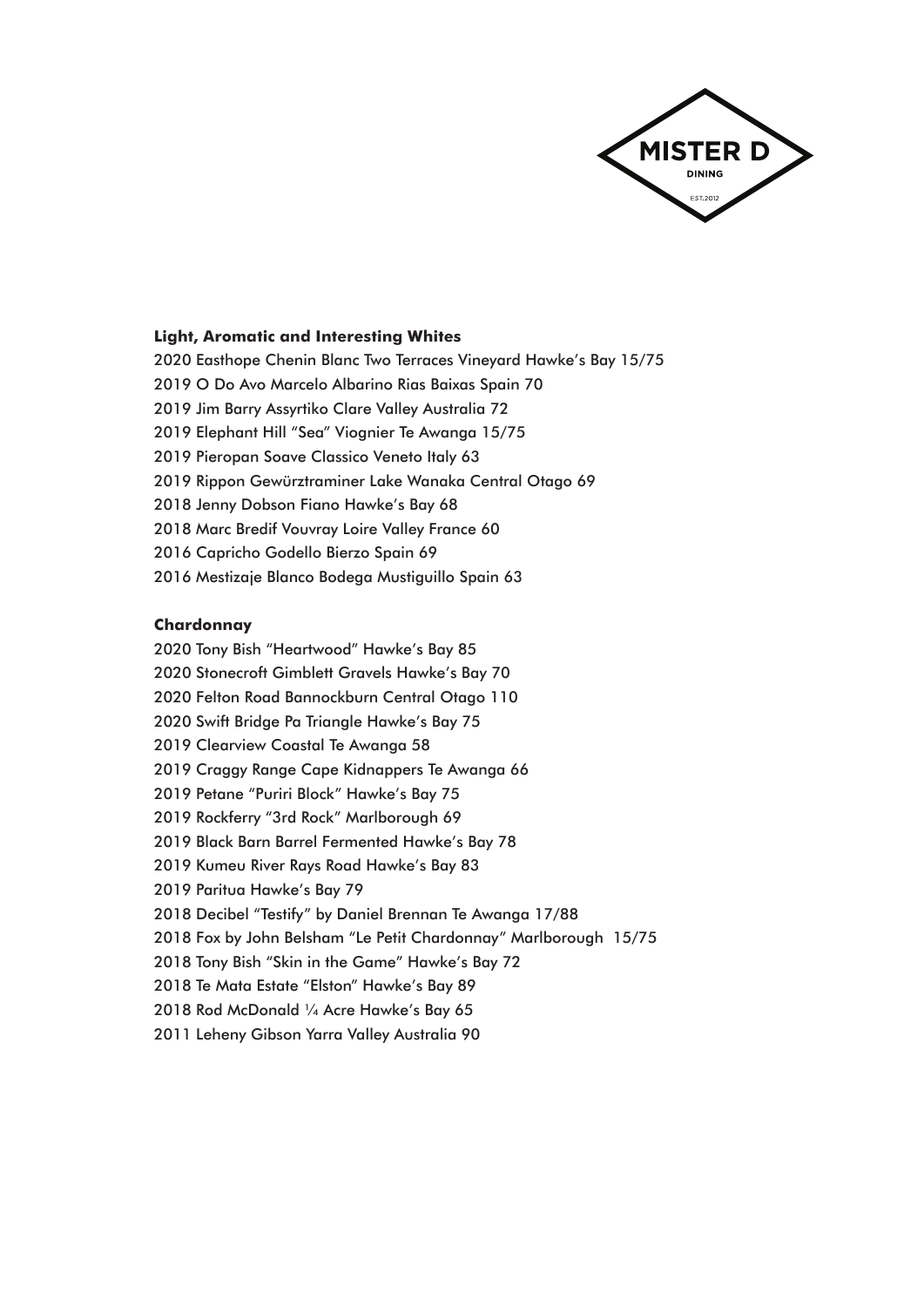MISTER D
DINING
EST.2012

**Light, Aromatic and Interesting Whites**

2020 Easthope Chenin Blanc Two Terraces Vineyard Hawke's Bay 15/75

2019 O Do Avo Marcelo Albarino Rias Baixas Spain 70

2019 Jim Barry Assyrtiko Clare Valley Australia 72

2019 Elephant Hill "Sea" Viognier Te Awanga 15/75

2019 Pieropan Soave Classico Veneto Italy 63

2019 Rippon Gewürztraminer Lake Wanaka Central Otago 69

2018 Jenny Dobson Fiano Hawke's Bay 68

2018 Marc Bredif Vouvray Loire Valley France 60

2016 Capricho Godello Bierzo Spain 69

2016 Mestizaje Blanco Bodega Mustiguillo Spain 63

**Chardonnay**

2020 Tony Bish "Heartwood" Hawke's Bay 85

2020 Stonecroft Gimblett Gravels Hawke's Bay 70

2020 Felton Road Bannockburn Central Otago 110

2020 Swift Bridge Pa Triangle Hawke's Bay 75

2019 Clearview Coastal Te Awanga 58

2019 Craggy Range Cape Kidnappers Te Awanga 66

2019 Petane "Puriri Block" Hawke's Bay 75

2019 Rockferry "3rd Rock" Marlborough 69

2019 Black Barn Barrel Fermented Hawke's Bay 78

2019 Kumeu River Rays Road Hawke's Bay 83

2019 Paritua Hawke's Bay 79

2018 Decibel "Testify" by Daniel Brennan Te Awanga 17/88

2018 Fox by John Belsham "Le Petit Chardonnay" Marlborough 15/75

2018 Tony Bish "Skin in the Game" Hawke's Bay 72

2018 Te Mata Estate "Elston" Hawke's Bay 89

2018 Rod McDonald ¼ Acre Hawke's Bay 65

2011 Leheny Gibson Yarra Valley Australia 90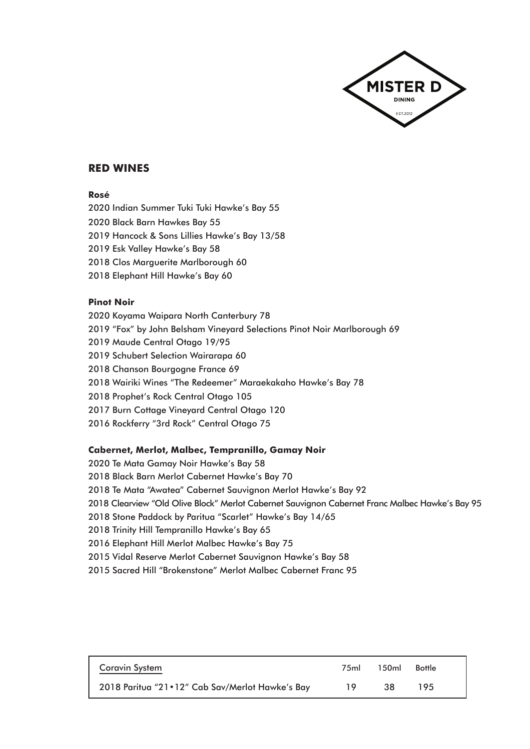MISTER D
DINING
EST.2012

## RED WINES

### Rosé

2020 Indian Summer Tuki Tuki Hawke's Bay 55
2020 Black Barn Hawkes Bay 55
2019 Hancock & Sons Lillies Hawke's Bay 13/58
2019 Esk Valley Hawke's Bay 58
2018 Clos Marguerite Marlborough 60
2018 Elephant Hill Hawke's Bay 60

### Pinot Noir

2020 Koyama Waipara North Canterbury 78
2019 "Fox" by John Belsham Vineyard Selections Pinot Noir Marlborough 69
2019 Maude Central Otago 19/95
2019 Schubert Selection Wairarapa 60
2018 Chanson Bourgogne France 69
2018 Wairiki Wines "The Redeemer" Maraekakaho Hawke's Bay 78
2018 Prophet's Rock Central Otago 105
2017 Burn Cottage Vineyard Central Otago 120
2016 Rockferry "3rd Rock" Central Otago 75

### Cabernet, Merlot, Malbec, Tempranillo, Gamay Noir

2020 Te Mata Gamay Noir Hawke's Bay 58
2018 Black Barn Merlot Cabernet Hawke's Bay 70
2018 Te Mata "Awatea" Cabernet Sauvignon Merlot Hawke's Bay 92
2018 Clearview "Old Olive Block" Merlot Cabernet Sauvignon Cabernet Franc Malbec Hawke's Bay 95
2018 Stone Paddock by Paritua "Scarlet" Hawke's Bay 14/65
2018 Trinity Hill Tempranillo Hawke's Bay 65
2016 Elephant Hill Merlot Malbec Hawke's Bay 75
2015 Vidal Reserve Merlot Cabernet Sauvignon Hawke's Bay 58
2015 Sacred Hill "Brokenstone" Merlot Malbec Cabernet Franc 95

| Coravin System | 75ml | 150ml | Bottle |
|---|---|---|---|
| 2018 Paritua "21•12" Cab Sav/Merlot Hawke's Bay | 19 | 38 | 195 |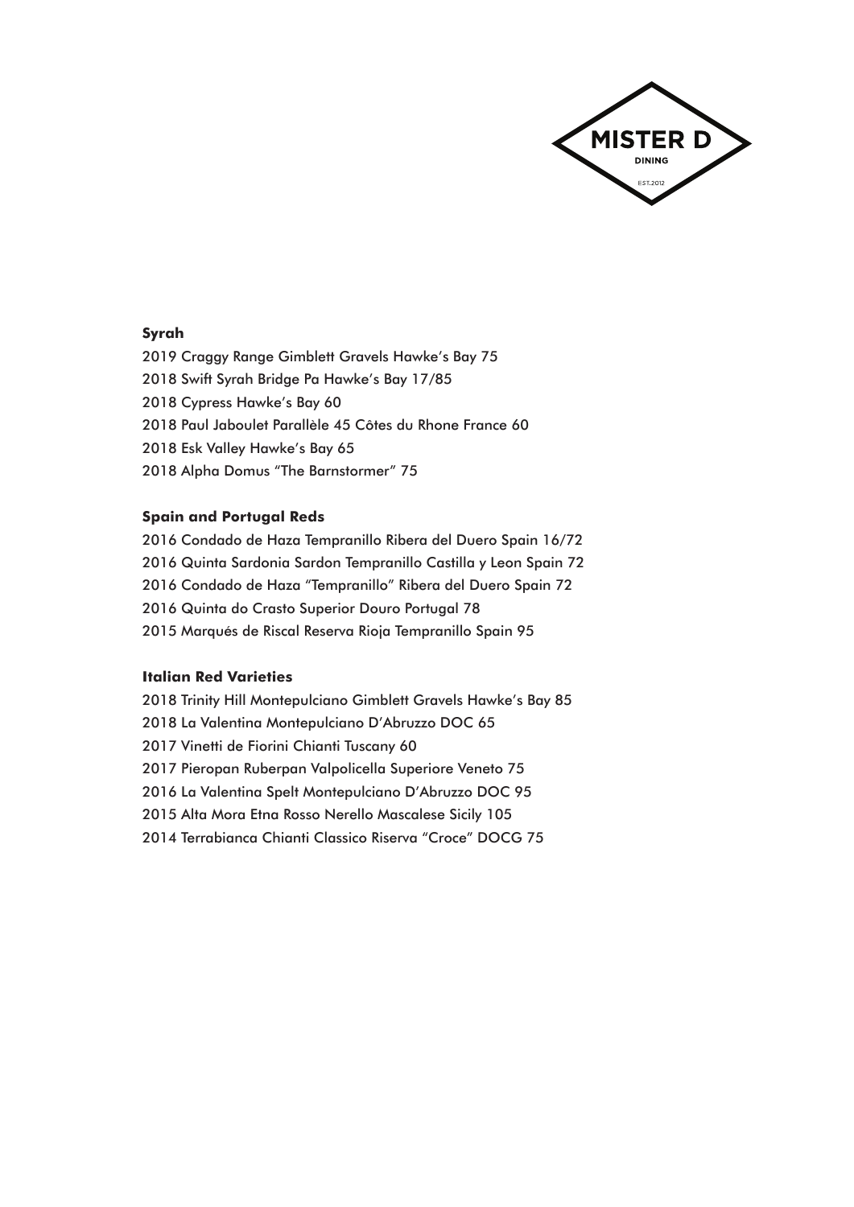MISTER D

DINING

EST.2012

**Syrah**

2019 Craggy Range Gimblett Gravels Hawke's Bay 75
2018 Swift Syrah Bridge Pa Hawke's Bay 17/85
2018 Cypress Hawke's Bay 60
2018 Paul Jaboulet Parallèle 45 Côtes du Rhone France 60
2018 Esk Valley Hawke's Bay 65
2018 Alpha Domus "The Barnstormer" 75

**Spain and Portugal Reds**

2016 Condado de Haza Tempranillo Ribera del Duero Spain 16/72
2016 Quinta Sardonia Sardon Tempranillo Castilla y Leon Spain 72
2016 Condado de Haza "Tempranillo" Ribera del Duero Spain 72
2016 Quinta do Crasto Superior Douro Portugal 78
2015 Marqués de Riscal Reserva Rioja Tempranillo Spain 95

**Italian Red Varieties**

2018 Trinity Hill Montepulciano Gimblett Gravels Hawke's Bay 85
2018 La Valentina Montepulciano D'Abruzzo DOC 65
2017 Vinetti de Fiorini Chianti Tuscany 60
2017 Pieropan Ruberpan Valpolicella Superiore Veneto 75
2016 La Valentina Spelt Montepulciano D'Abruzzo DOC 95
2015 Alta Mora Etna Rosso Nerello Mascalese Sicily 105
2014 Terrabianca Chianti Classico Riserva "Croce" DOCG 75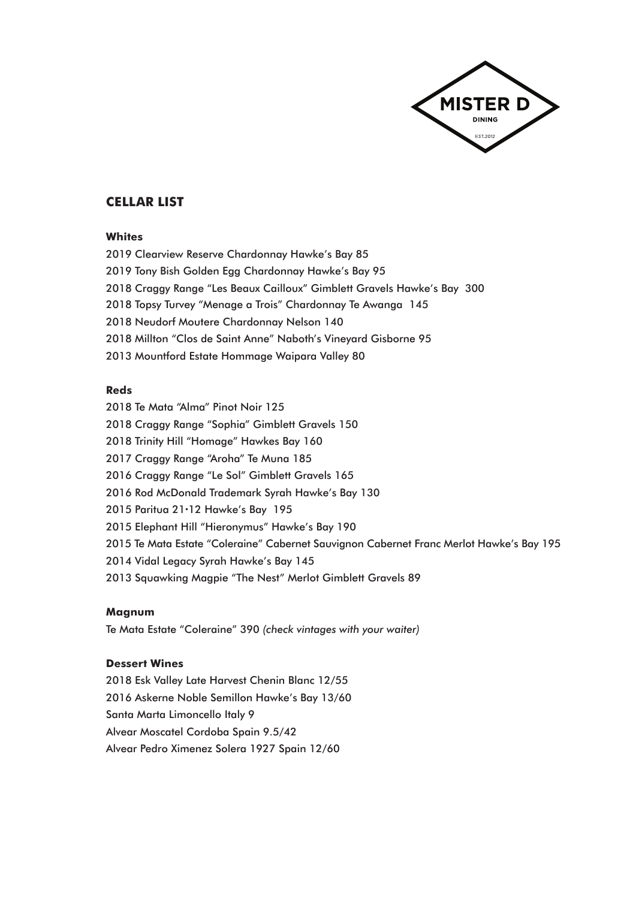MISTER D
DINING
EST.2012

## CELLAR LIST

### Whites

2019 Clearview Reserve Chardonnay Hawke's Bay 85
2019 Tony Bish Golden Egg Chardonnay Hawke's Bay 95
2018 Craggy Range "Les Beaux Cailloux" Gimblett Gravels Hawke's Bay 300
2018 Topsy Turvey "Menage a Trois" Chardonnay Te Awanga 145
2018 Neudorf Moutere Chardonnay Nelson 140
2018 Millton "Clos de Saint Anne" Naboth's Vineyard Gisborne 95
2013 Mountford Estate Hommage Waipara Valley 80

### Reds

2018 Te Mata "Alma" Pinot Noir 125
2018 Craggy Range "Sophia" Gimblett Gravels 150
2018 Trinity Hill "Homage" Hawkes Bay 160
2017 Craggy Range "Aroha" Te Muna 185
2016 Craggy Range "Le Sol" Gimblett Gravels 165
2016 Rod McDonald Trademark Syrah Hawke's Bay 130
2015 Paritua 21•12 Hawke's Bay 195
2015 Elephant Hill "Hieronymus" Hawke's Bay 190
2015 Te Mata Estate "Coleraine" Cabernet Sauvignon Cabernet Franc Merlot Hawke's Bay 195
2014 Vidal Legacy Syrah Hawke's Bay 145
2013 Squawking Magpie "The Nest" Merlot Gimblett Gravels 89

### Magnum

Te Mata Estate "Coleraine" 390 *(check vintages with your waiter)*

### Dessert Wines

2018 Esk Valley Late Harvest Chenin Blanc 12/55
2016 Askerne Noble Semillon Hawke's Bay 13/60
Santa Marta Limoncello Italy 9
Alvear Moscatel Cordoba Spain 9.5/42
Alvear Pedro Ximenez Solera 1927 Spain 12/60